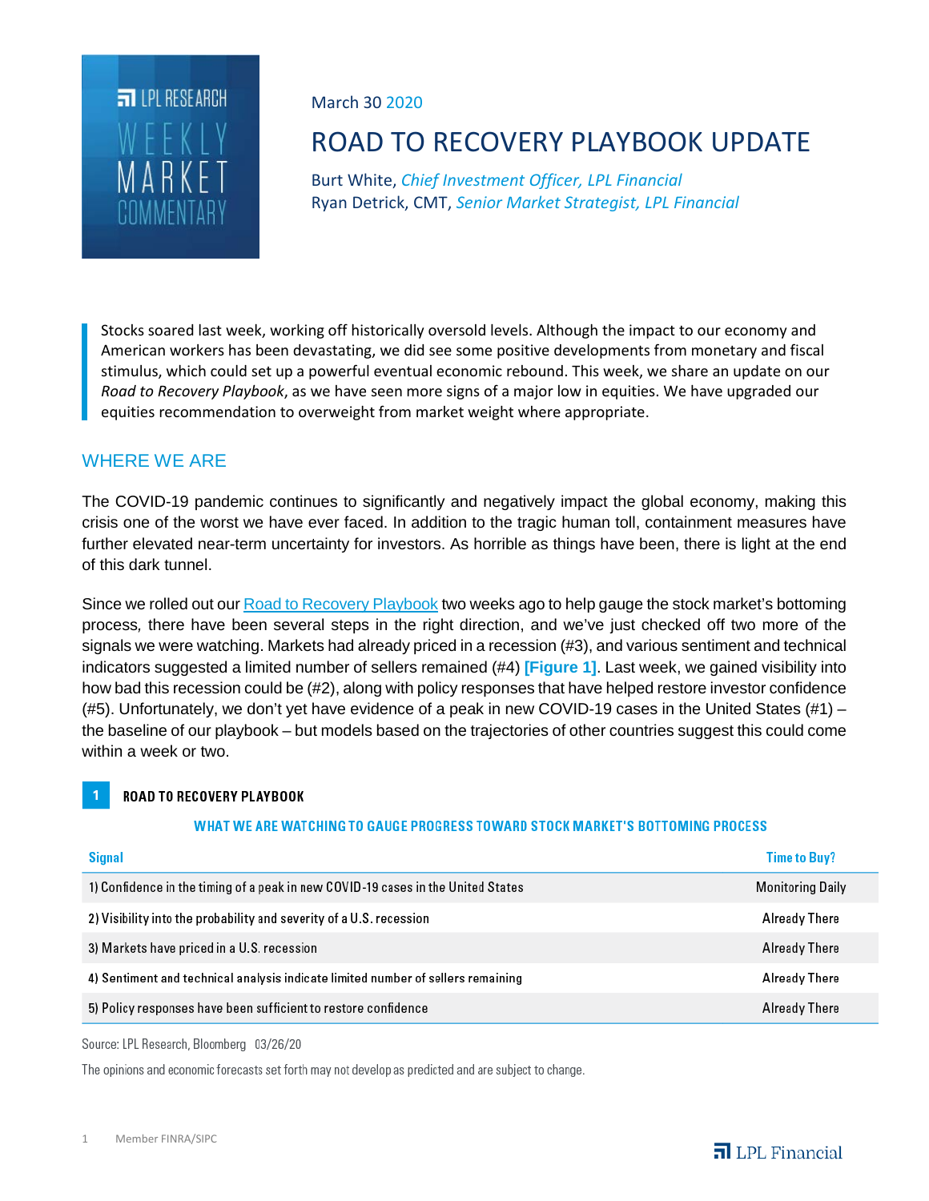LPL RESEARCH WEEKLY MARKET COMMENTARY

March 30 2020

# ROAD TO RECOVERY PLAYBOOK UPDATE

Burt White, *Chief Investment Officer, LPL Financial*
Ryan Detrick, CMT, *Senior Market Strategist, LPL Financial*

> Stocks soared last week, working off historically oversold levels. Although the impact to our economy and American workers has been devastating, we did see some positive developments from monetary and fiscal stimulus, which could set up a powerful eventual economic rebound. This week, we share an update on our *Road to Recovery Playbook*, as we have seen more signs of a major low in equities. We have upgraded our equities recommendation to overweight from market weight where appropriate.

## WHERE WE ARE

The COVID-19 pandemic continues to significantly and negatively impact the global economy, making this crisis one of the worst we have ever faced. In addition to the tragic human toll, containment measures have further elevated near-term uncertainty for investors. As horrible as things have been, there is light at the end of this dark tunnel.

Since we rolled out our Road to Recovery Playbook two weeks ago to help gauge the stock market's bottoming process, there have been several steps in the right direction, and we've just checked off two more of the signals we were watching. Markets had already priced in a recession (#3), and various sentiment and technical indicators suggested a limited number of sellers remained (#4) **[Figure 1]**. Last week, we gained visibility into how bad this recession could be (#2), along with policy responses that have helped restore investor confidence (#5). Unfortunately, we don't yet have evidence of a peak in new COVID-19 cases in the United States (#1) – the baseline of our playbook – but models based on the trajectories of other countries suggest this could come within a week or two.

**1 ROAD TO RECOVERY PLAYBOOK**

**WHAT WE ARE WATCHING TO GAUGE PROGRESS TOWARD STOCK MARKET'S BOTTOMING PROCESS**

| Signal | Time to Buy? |
|---|---|
| 1) Confidence in the timing of a peak in new COVID-19 cases in the United States | Monitoring Daily |
| 2) Visibility into the probability and severity of a U.S. recession | Already There |
| 3) Markets have priced in a U.S. recession | Already There |
| 4) Sentiment and technical analysis indicate limited number of sellers remaining | Already There |
| 5) Policy responses have been sufficient to restore confidence | Already There |

Source: LPL Research, Bloomberg 03/26/20

The opinions and economic forecasts set forth may not develop as predicted and are subject to change.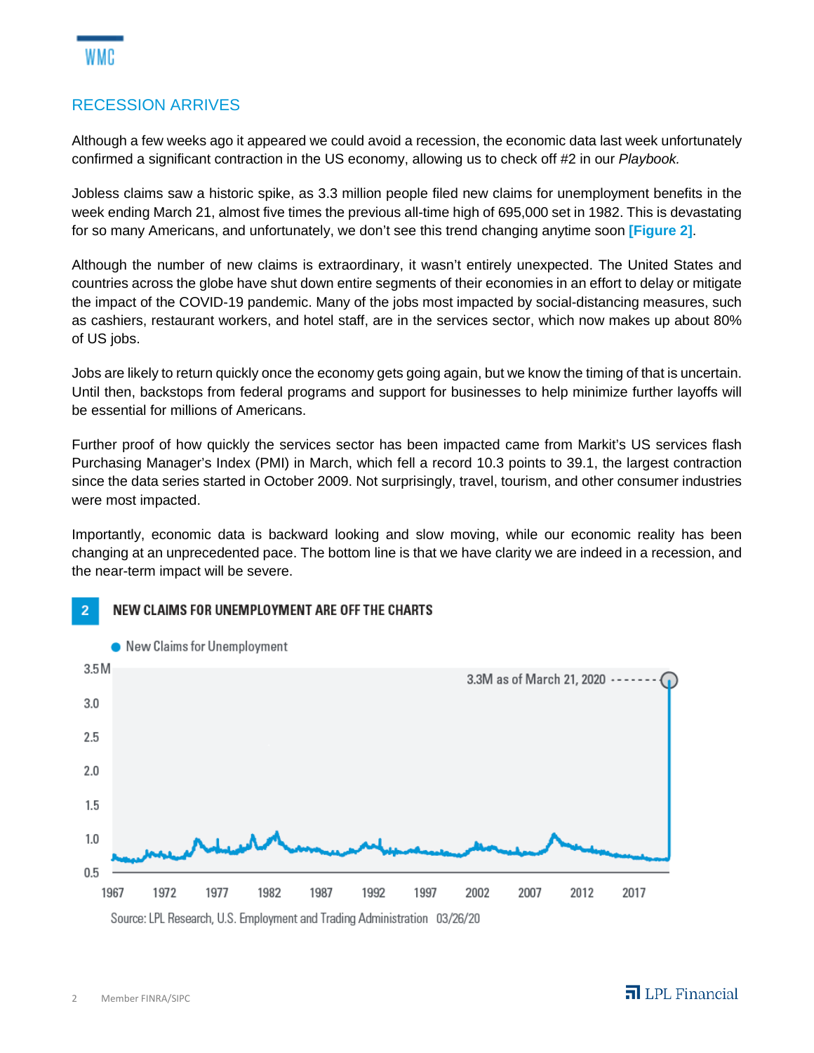## RECESSION ARRIVES

Although a few weeks ago it appeared we could avoid a recession, the economic data last week unfortunately confirmed a significant contraction in the US economy, allowing us to check off #2 in our *Playbook.*

Jobless claims saw a historic spike, as 3.3 million people filed new claims for unemployment benefits in the week ending March 21, almost five times the previous all-time high of 695,000 set in 1982. This is devastating for so many Americans, and unfortunately, we don't see this trend changing anytime soon **[Figure 2]**.

Although the number of new claims is extraordinary, it wasn't entirely unexpected. The United States and countries across the globe have shut down entire segments of their economies in an effort to delay or mitigate the impact of the COVID-19 pandemic. Many of the jobs most impacted by social-distancing measures, such as cashiers, restaurant workers, and hotel staff, are in the services sector, which now makes up about 80% of US jobs.

Jobs are likely to return quickly once the economy gets going again, but we know the timing of that is uncertain. Until then, backstops from federal programs and support for businesses to help minimize further layoffs will be essential for millions of Americans.

Further proof of how quickly the services sector has been impacted came from Markit's US services flash Purchasing Manager's Index (PMI) in March, which fell a record 10.3 points to 39.1, the largest contraction since the data series started in October 2009. Not surprisingly, travel, tourism, and other consumer industries were most impacted.

Importantly, economic data is backward looking and slow moving, while our economic reality has been changing at an unprecedented pace. The bottom line is that we have clarity we are indeed in a recession, and the near-term impact will be severe.

**2 NEW CLAIMS FOR UNEMPLOYMENT ARE OFF THE CHARTS**

Source: LPL Research, U.S. Employment and Trading Administration 03/26/20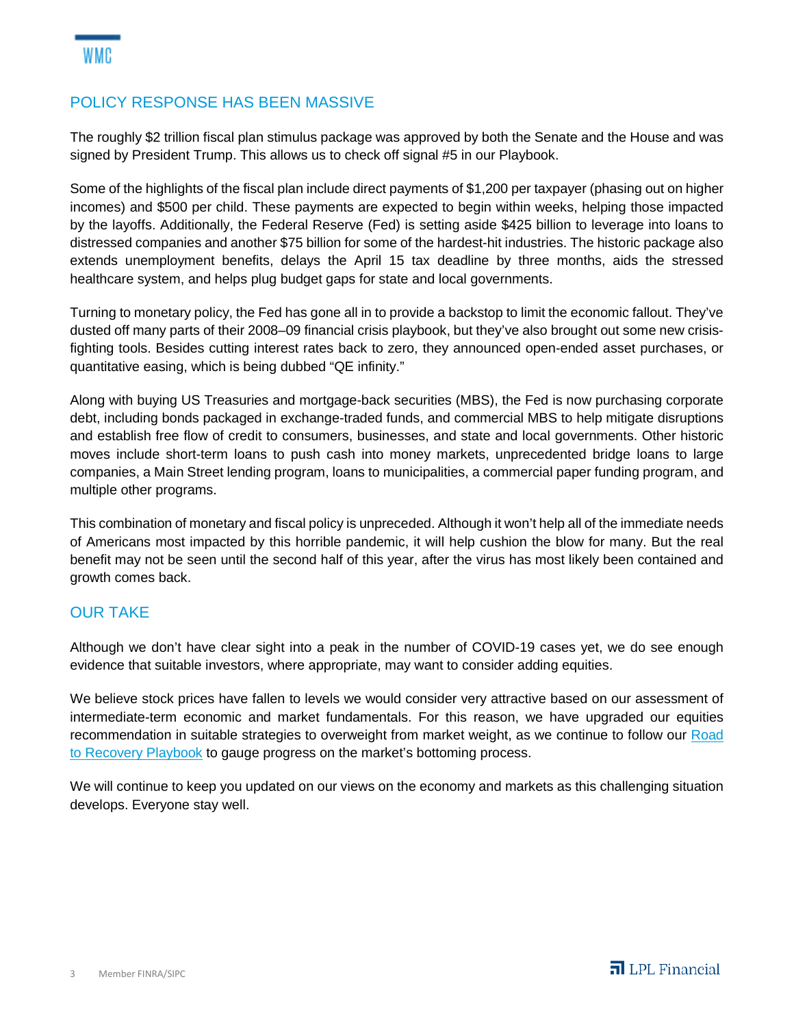## POLICY RESPONSE HAS BEEN MASSIVE

The roughly $2 trillion fiscal plan stimulus package was approved by both the Senate and the House and was signed by President Trump. This allows us to check off signal #5 in our Playbook.

Some of the highlights of the fiscal plan include direct payments of $1,200 per taxpayer (phasing out on higher incomes) and $500 per child. These payments are expected to begin within weeks, helping those impacted by the layoffs. Additionally, the Federal Reserve (Fed) is setting aside $425 billion to leverage into loans to distressed companies and another $75 billion for some of the hardest-hit industries. The historic package also extends unemployment benefits, delays the April 15 tax deadline by three months, aids the stressed healthcare system, and helps plug budget gaps for state and local governments.

Turning to monetary policy, the Fed has gone all in to provide a backstop to limit the economic fallout. They've dusted off many parts of their 2008–09 financial crisis playbook, but they've also brought out some new crisis-fighting tools. Besides cutting interest rates back to zero, they announced open-ended asset purchases, or quantitative easing, which is being dubbed "QE infinity."

Along with buying US Treasuries and mortgage-back securities (MBS), the Fed is now purchasing corporate debt, including bonds packaged in exchange-traded funds, and commercial MBS to help mitigate disruptions and establish free flow of credit to consumers, businesses, and state and local governments. Other historic moves include short-term loans to push cash into money markets, unprecedented bridge loans to large companies, a Main Street lending program, loans to municipalities, a commercial paper funding program, and multiple other programs.

This combination of monetary and fiscal policy is unpreceded. Although it won't help all of the immediate needs of Americans most impacted by this horrible pandemic, it will help cushion the blow for many. But the real benefit may not be seen until the second half of this year, after the virus has most likely been contained and growth comes back.

## OUR TAKE

Although we don't have clear sight into a peak in the number of COVID-19 cases yet, we do see enough evidence that suitable investors, where appropriate, may want to consider adding equities.

We believe stock prices have fallen to levels we would consider very attractive based on our assessment of intermediate-term economic and market fundamentals. For this reason, we have upgraded our equities recommendation in suitable strategies to overweight from market weight, as we continue to follow our Road to Recovery Playbook to gauge progress on the market's bottoming process.

We will continue to keep you updated on our views on the economy and markets as this challenging situation develops. Everyone stay well.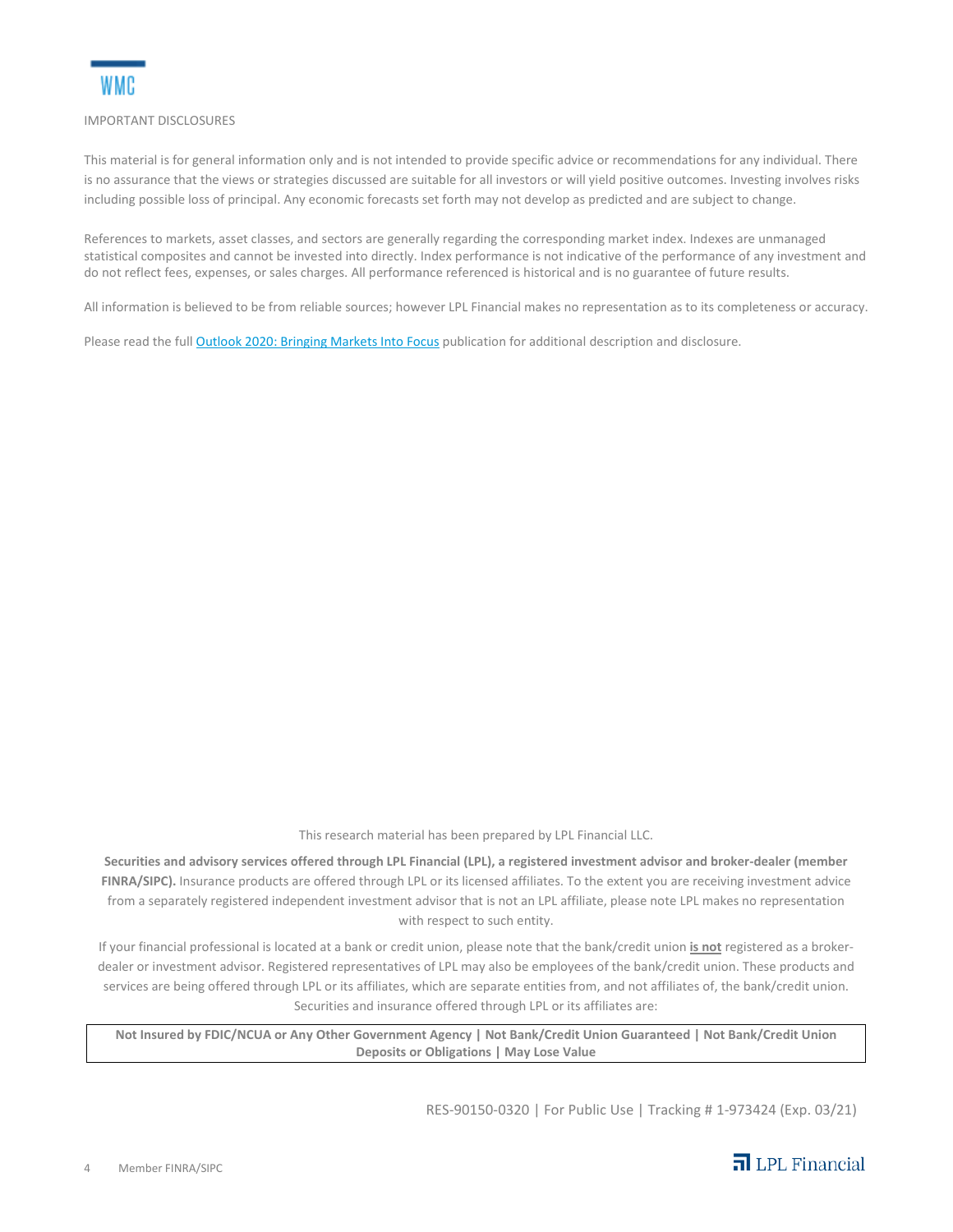IMPORTANT DISCLOSURES

This material is for general information only and is not intended to provide specific advice or recommendations for any individual. There is no assurance that the views or strategies discussed are suitable for all investors or will yield positive outcomes. Investing involves risks including possible loss of principal. Any economic forecasts set forth may not develop as predicted and are subject to change.

References to markets, asset classes, and sectors are generally regarding the corresponding market index. Indexes are unmanaged statistical composites and cannot be invested into directly. Index performance is not indicative of the performance of any investment and do not reflect fees, expenses, or sales charges. All performance referenced is historical and is no guarantee of future results.

All information is believed to be from reliable sources; however LPL Financial makes no representation as to its completeness or accuracy.

Please read the full Outlook 2020: Bringing Markets Into Focus publication for additional description and disclosure.

This research material has been prepared by LPL Financial LLC.

**Securities and advisory services offered through LPL Financial (LPL), a registered investment advisor and broker-dealer (member FINRA/SIPC).** Insurance products are offered through LPL or its licensed affiliates. To the extent you are receiving investment advice from a separately registered independent investment advisor that is not an LPL affiliate, please note LPL makes no representation with respect to such entity.

If your financial professional is located at a bank or credit union, please note that the bank/credit union **is not** registered as a broker-dealer or investment advisor. Registered representatives of LPL may also be employees of the bank/credit union. These products and services are being offered through LPL or its affiliates, which are separate entities from, and not affiliates of, the bank/credit union. Securities and insurance offered through LPL or its affiliates are:

**Not Insured by FDIC/NCUA or Any Other Government Agency | Not Bank/Credit Union Guaranteed | Not Bank/Credit Union Deposits or Obligations | May Lose Value**

RES-90150-0320 | For Public Use | Tracking # 1-973424 (Exp. 03/21)